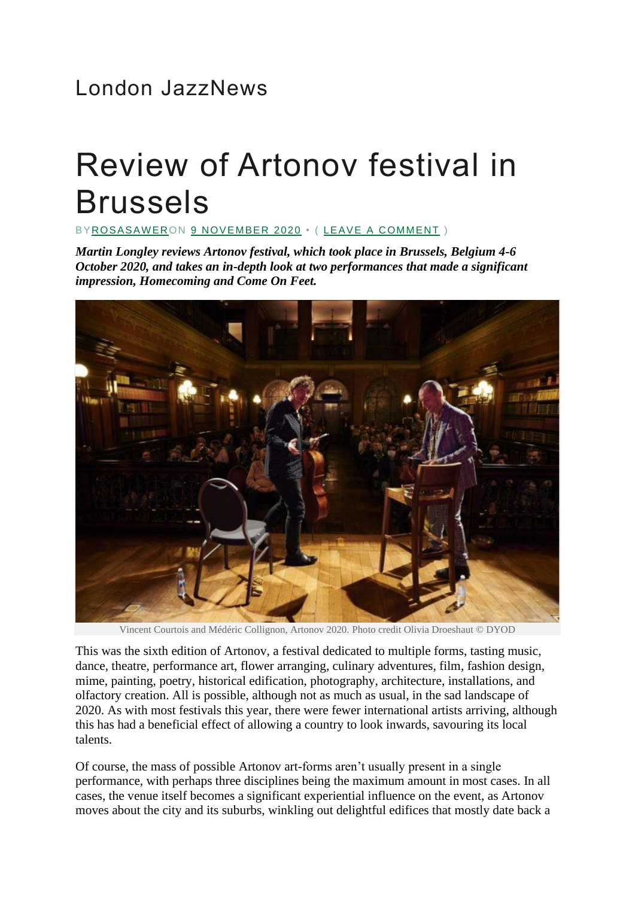London JazzNews

# Review of Artonov festival in Brussels

BY ROSASAWER ON 9 NOVEMBER 2020 • ( LEAVE A COMMENT )

***Martin Longley reviews Artonov festival, which took place in Brussels, Belgium 4-6 October 2020, and takes an in-depth look at two performances that made a significant impression, Homecoming and Come On Feet.***

Vincent Courtois and Médéric Collignon, Artonov 2020. Photo credit Olivia Droeshaut © DYOD

This was the sixth edition of Artonov, a festival dedicated to multiple forms, tasting music, dance, theatre, performance art, flower arranging, culinary adventures, film, fashion design, mime, painting, poetry, historical edification, photography, architecture, installations, and olfactory creation. All is possible, although not as much as usual, in the sad landscape of 2020. As with most festivals this year, there were fewer international artists arriving, although this has had a beneficial effect of allowing a country to look inwards, savouring its local talents.

Of course, the mass of possible Artonov art-forms aren't usually present in a single performance, with perhaps three disciplines being the maximum amount in most cases. In all cases, the venue itself becomes a significant experiential influence on the event, as Artonov moves about the city and its suburbs, winkling out delightful edifices that mostly date back a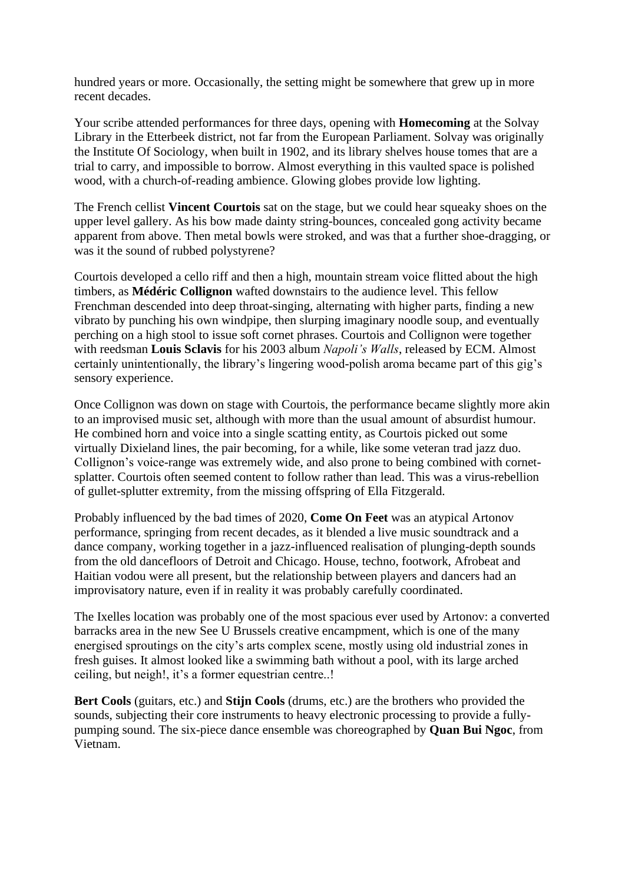hundred years or more. Occasionally, the setting might be somewhere that grew up in more recent decades.

Your scribe attended performances for three days, opening with **Homecoming** at the Solvay Library in the Etterbeek district, not far from the European Parliament. Solvay was originally the Institute Of Sociology, when built in 1902, and its library shelves house tomes that are a trial to carry, and impossible to borrow. Almost everything in this vaulted space is polished wood, with a church-of-reading ambience. Glowing globes provide low lighting.

The French cellist **Vincent Courtois** sat on the stage, but we could hear squeaky shoes on the upper level gallery. As his bow made dainty string-bounces, concealed gong activity became apparent from above. Then metal bowls were stroked, and was that a further shoe-dragging, or was it the sound of rubbed polystyrene?

Courtois developed a cello riff and then a high, mountain stream voice flitted about the high timbers, as **Médéric Collignon** wafted downstairs to the audience level. This fellow Frenchman descended into deep throat-singing, alternating with higher parts, finding a new vibrato by punching his own windpipe, then slurping imaginary noodle soup, and eventually perching on a high stool to issue soft cornet phrases. Courtois and Collignon were together with reedsman **Louis Sclavis** for his 2003 album *Napoli's Walls*, released by ECM. Almost certainly unintentionally, the library's lingering wood-polish aroma became part of this gig's sensory experience.

Once Collignon was down on stage with Courtois, the performance became slightly more akin to an improvised music set, although with more than the usual amount of absurdist humour. He combined horn and voice into a single scatting entity, as Courtois picked out some virtually Dixieland lines, the pair becoming, for a while, like some veteran trad jazz duo. Collignon's voice-range was extremely wide, and also prone to being combined with cornet-splatter. Courtois often seemed content to follow rather than lead. This was a virus-rebellion of gullet-splutter extremity, from the missing offspring of Ella Fitzgerald.

Probably influenced by the bad times of 2020, **Come On Feet** was an atypical Artonov performance, springing from recent decades, as it blended a live music soundtrack and a dance company, working together in a jazz-influenced realisation of plunging-depth sounds from the old dancefloors of Detroit and Chicago. House, techno, footwork, Afrobeat and Haitian vodou were all present, but the relationship between players and dancers had an improvisatory nature, even if in reality it was probably carefully coordinated.

The Ixelles location was probably one of the most spacious ever used by Artonov: a converted barracks area in the new See U Brussels creative encampment, which is one of the many energised sproutings on the city's arts complex scene, mostly using old industrial zones in fresh guises. It almost looked like a swimming bath without a pool, with its large arched ceiling, but neigh!, it's a former equestrian centre..!

**Bert Cools** (guitars, etc.) and **Stijn Cools** (drums, etc.) are the brothers who provided the sounds, subjecting their core instruments to heavy electronic processing to provide a fully-pumping sound. The six-piece dance ensemble was choreographed by **Quan Bui Ngoc**, from Vietnam.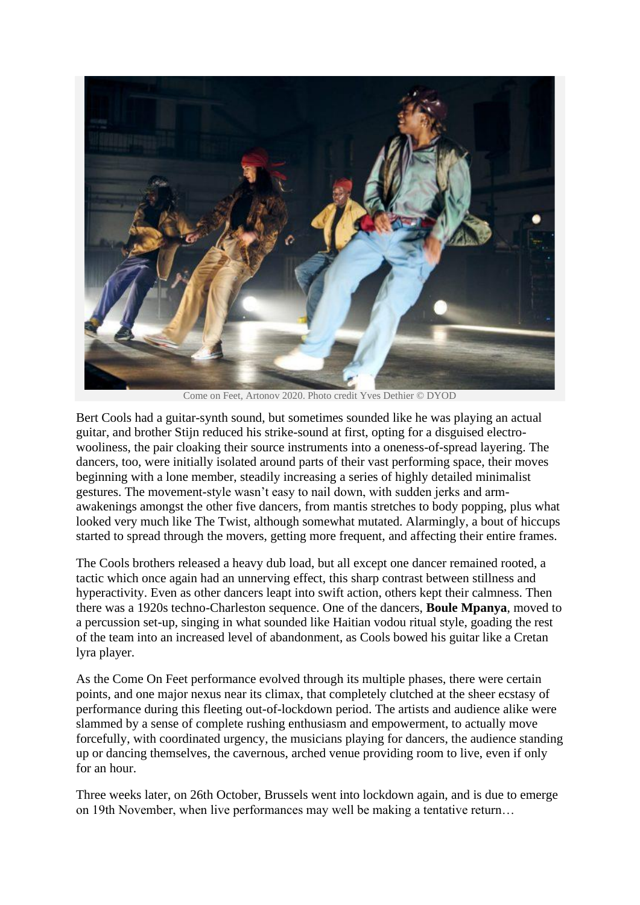Come on Feet, Artonov 2020. Photo credit Yves Dethier © DYOD

Bert Cools had a guitar-synth sound, but sometimes sounded like he was playing an actual guitar, and brother Stijn reduced his strike-sound at first, opting for a disguised electro-wooliness, the pair cloaking their source instruments into a oneness-of-spread layering. The dancers, too, were initially isolated around parts of their vast performing space, their moves beginning with a lone member, steadily increasing a series of highly detailed minimalist gestures. The movement-style wasn't easy to nail down, with sudden jerks and arm-awakenings amongst the other five dancers, from mantis stretches to body popping, plus what looked very much like The Twist, although somewhat mutated. Alarmingly, a bout of hiccups started to spread through the movers, getting more frequent, and affecting their entire frames.

The Cools brothers released a heavy dub load, but all except one dancer remained rooted, a tactic which once again had an unnerving effect, this sharp contrast between stillness and hyperactivity. Even as other dancers leapt into swift action, others kept their calmness. Then there was a 1920s techno-Charleston sequence. One of the dancers, **Boule Mpanya**, moved to a percussion set-up, singing in what sounded like Haitian vodou ritual style, goading the rest of the team into an increased level of abandonment, as Cools bowed his guitar like a Cretan lyra player.

As the Come On Feet performance evolved through its multiple phases, there were certain points, and one major nexus near its climax, that completely clutched at the sheer ecstasy of performance during this fleeting out-of-lockdown period. The artists and audience alike were slammed by a sense of complete rushing enthusiasm and empowerment, to actually move forcefully, with coordinated urgency, the musicians playing for dancers, the audience standing up or dancing themselves, the cavernous, arched venue providing room to live, even if only for an hour.

Three weeks later, on 26th October, Brussels went into lockdown again, and is due to emerge on 19th November, when live performances may well be making a tentative return…